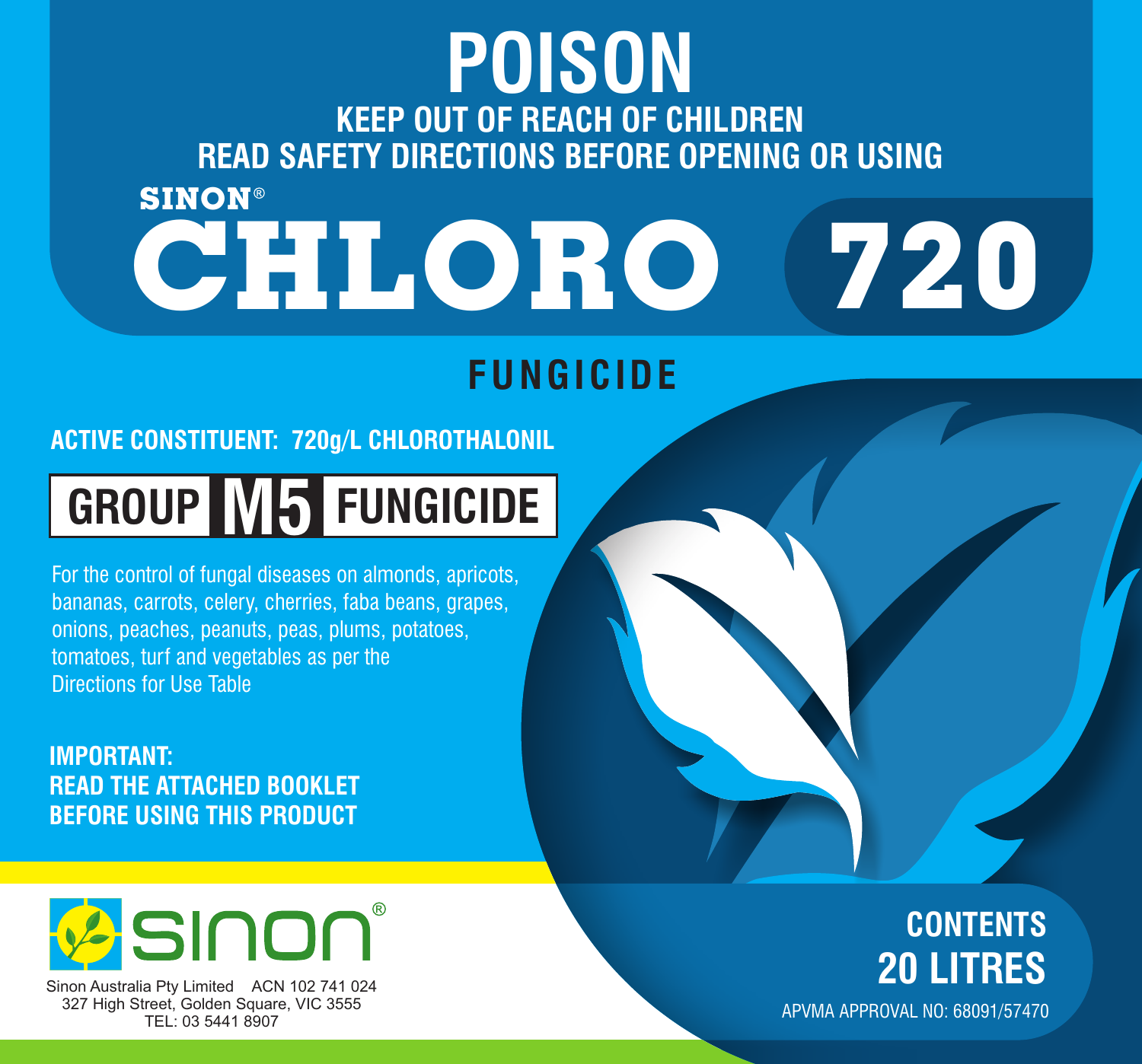# POISON

**KEEP OUT OF REACH OF CHILDREN**

**READ SAFETY DIRECTIONS BEFORE OPENING OR USING**

SINON®

# CHLORO 720

## FUNGICIDE

**ACTIVE CONSTITUENT: 720g/L CHLOROTHALONIL**

**GROUP M5 FUNGICIDE**

For the control of fungal diseases on almonds, apricots, bananas, carrots, celery, cherries, faba beans, grapes, onions, peaches, peanuts, peas, plums, potatoes, tomatoes, turf and vegetables as per the Directions for Use Table

**IMPORTANT:**
**READ THE ATTACHED BOOKLET BEFORE USING THIS PRODUCT**

sinon®

Sinon Australia Pty Limited ACN 102 741 024
327 High Street, Golden Square, VIC 3555
TEL: 03 5441 8907

**CONTENTS**
**20 LITRES**

APVMA APPROVAL NO: 68091/57470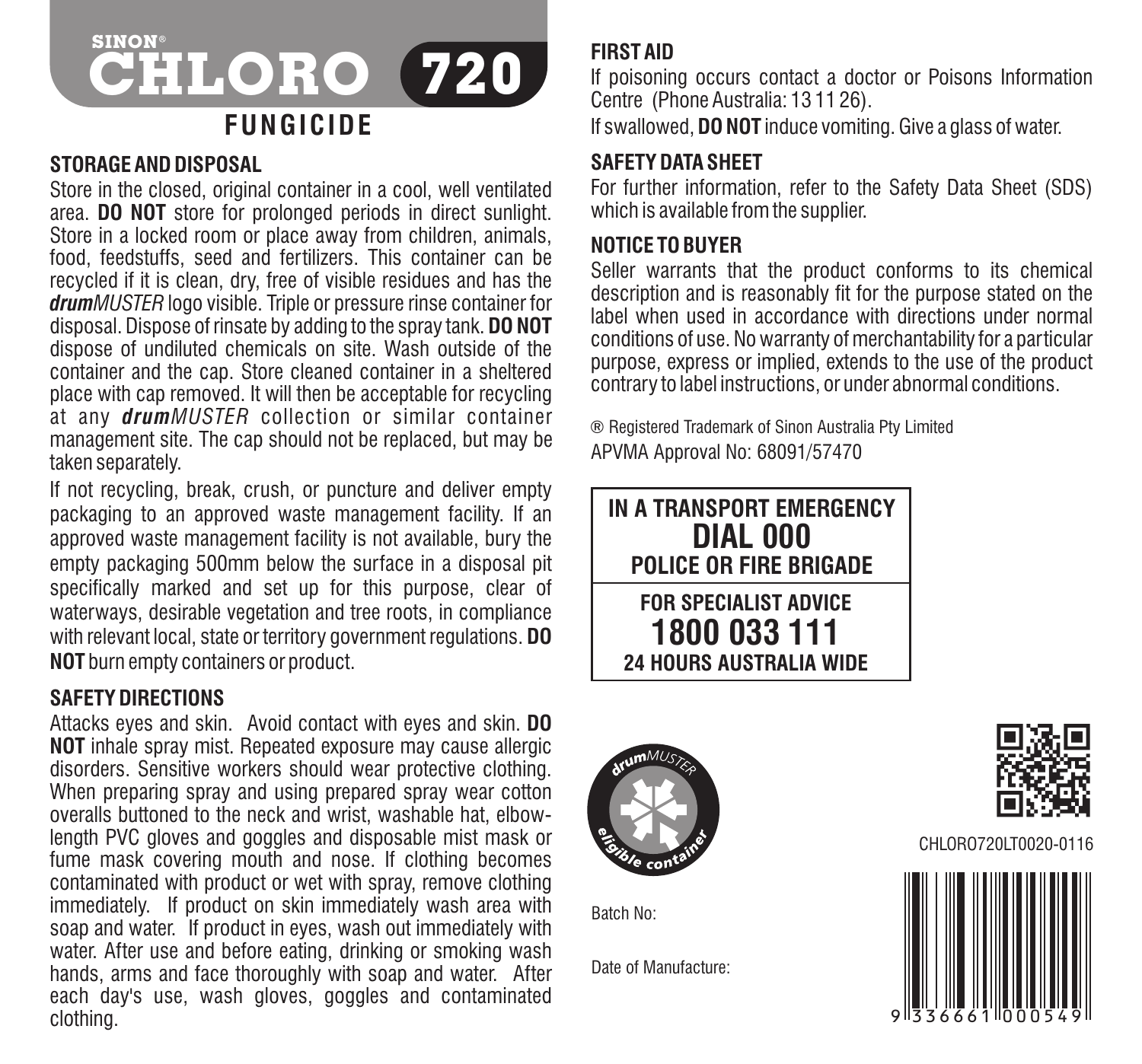SINON®

# CHLORO 720

## FUNGICIDE

### STORAGE AND DISPOSAL

Store in the closed, original container in a cool, well ventilated area. **DO NOT** store for prolonged periods in direct sunlight. Store in a locked room or place away from children, animals, food, feedstuffs, seed and fertilizers. This container can be recycled if it is clean, dry, free of visible residues and has the ***drum****MUSTER* logo visible. Triple or pressure rinse container for disposal. Dispose of rinsate by adding to the spray tank. **DO NOT** dispose of undiluted chemicals on site. Wash outside of the container and the cap. Store cleaned container in a sheltered place with cap removed. It will then be acceptable for recycling at any ***drum****MUSTER* collection or similar container management site. The cap should not be replaced, but may be taken separately.

If not recycling, break, crush, or puncture and deliver empty packaging to an approved waste management facility. If an approved waste management facility is not available, bury the empty packaging 500mm below the surface in a disposal pit specifically marked and set up for this purpose, clear of waterways, desirable vegetation and tree roots, in compliance with relevant local, state or territory government regulations. **DO NOT** burn empty containers or product.

### SAFETY DIRECTIONS

Attacks eyes and skin. Avoid contact with eyes and skin. **DO NOT** inhale spray mist. Repeated exposure may cause allergic disorders. Sensitive workers should wear protective clothing. When preparing spray and using prepared spray wear cotton overalls buttoned to the neck and wrist, washable hat, elbow-length PVC gloves and goggles and disposable mist mask or fume mask covering mouth and nose. If clothing becomes contaminated with product or wet with spray, remove clothing immediately. If product on skin immediately wash area with soap and water. If product in eyes, wash out immediately with water. After use and before eating, drinking or smoking wash hands, arms and face thoroughly with soap and water. After each day's use, wash gloves, goggles and contaminated clothing.

### FIRST AID

If poisoning occurs contact a doctor or Poisons Information Centre (Phone Australia: 13 11 26).

If swallowed, **DO NOT** induce vomiting. Give a glass of water.

### SAFETY DATA SHEET

For further information, refer to the Safety Data Sheet (SDS) which is available from the supplier.

### NOTICE TO BUYER

Seller warrants that the product conforms to its chemical description and is reasonably fit for the purpose stated on the label when used in accordance with directions under normal conditions of use. No warranty of merchantability for a particular purpose, express or implied, extends to the use of the product contrary to label instructions, or under abnormal conditions.

® Registered Trademark of Sinon Australia Pty Limited

APVMA Approval No: 68091/57470

**IN A TRANSPORT EMERGENCY**
**DIAL 000**
**POLICE OR FIRE BRIGADE**

**FOR SPECIALIST ADVICE**
**1800 033 111**
**24 HOURS AUSTRALIA WIDE**

*drumMUSTER* eligible container

CHLORO720LT0020-0116

Batch No:

Date of Manufacture:

9 336661 000549